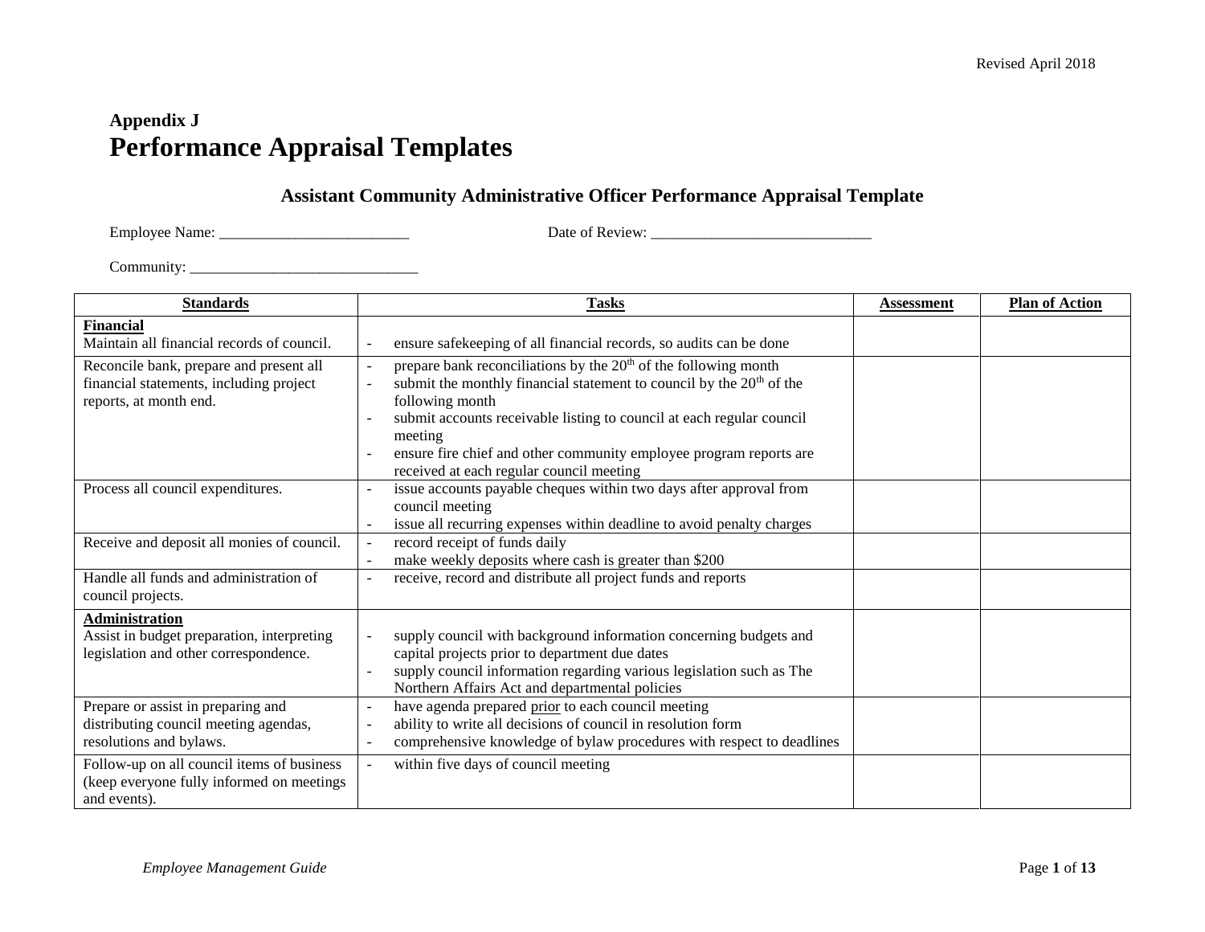## Appendix J
# Performance Appraisal Templates

### Assistant Community Administrative Officer Performance Appraisal Template

Employee Name: _________________________ Date of Review: _____________________________

Community: ______________________________

| Standards | Tasks | Assessment | Plan of Action |
|---|---|---|---|
| **Financial**<br>Maintain all financial records of council. | - ensure safekeeping of all financial records, so audits can be done | | |
| Reconcile bank, prepare and present all financial statements, including project reports, at month end. | - prepare bank reconciliations by the 20th of the following month<br>- submit the monthly financial statement to council by the 20th of the following month<br>- submit accounts receivable listing to council at each regular council meeting<br>- ensure fire chief and other community employee program reports are received at each regular council meeting | | |
| Process all council expenditures. | - issue accounts payable cheques within two days after approval from council meeting<br>- issue all recurring expenses within deadline to avoid penalty charges | | |
| Receive and deposit all monies of council. | - record receipt of funds daily<br>- make weekly deposits where cash is greater than $200 | | |
| Handle all funds and administration of council projects. | - receive, record and distribute all project funds and reports | | |
| **Administration**<br>Assist in budget preparation, interpreting legislation and other correspondence. | - supply council with background information concerning budgets and capital projects prior to department due dates<br>- supply council information regarding various legislation such as The Northern Affairs Act and departmental policies | | |
| Prepare or assist in preparing and distributing council meeting agendas, resolutions and bylaws. | - have agenda prepared prior to each council meeting<br>- ability to write all decisions of council in resolution form<br>- comprehensive knowledge of bylaw procedures with respect to deadlines | | |
| Follow-up on all council items of business (keep everyone fully informed on meetings and events). | - within five days of council meeting | | |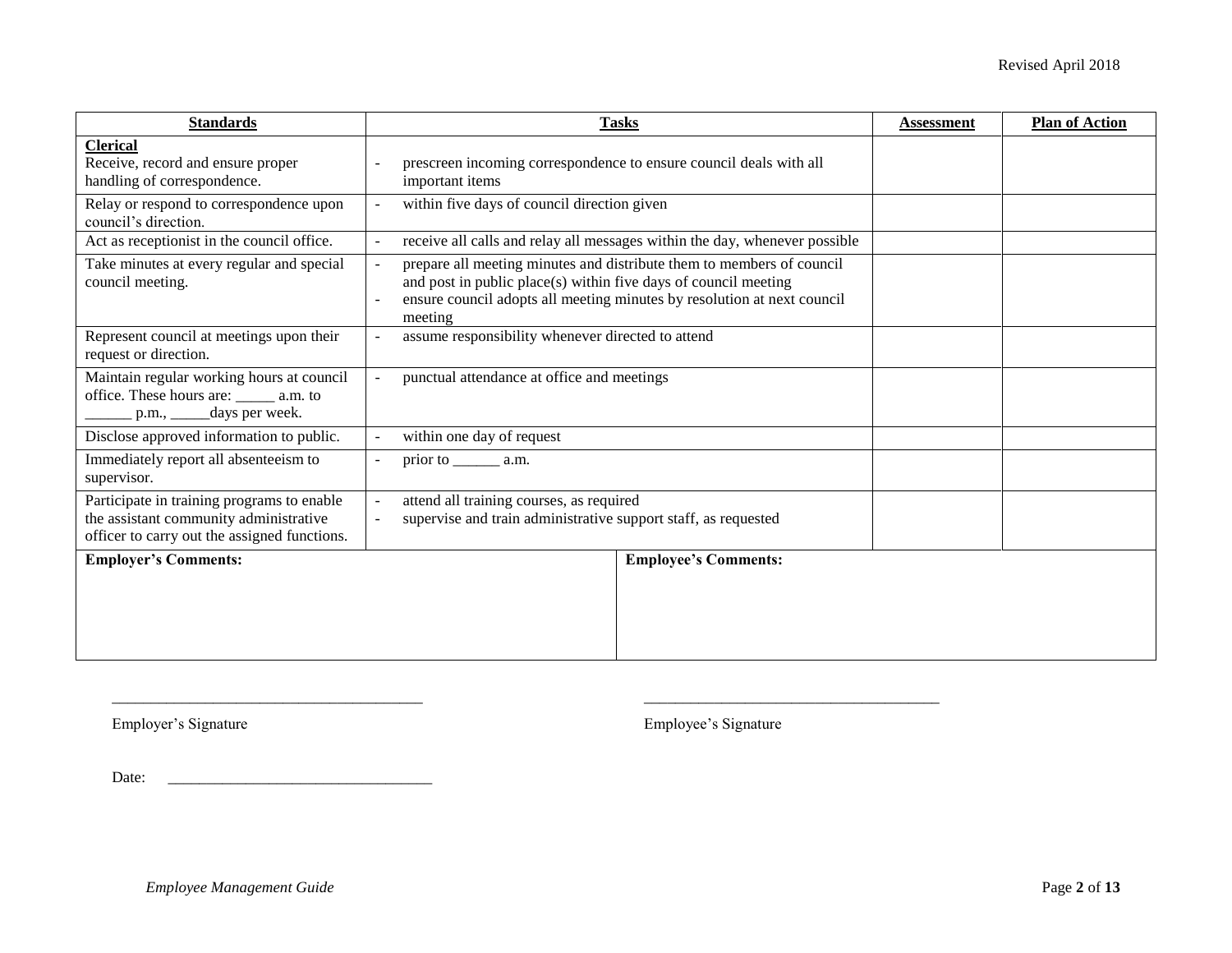| **Standards** | **Tasks** | **Assessment** | **Plan of Action** |
|---|---|---|---|
| **Clerical**<br>Receive, record and ensure proper handling of correspondence. | - prescreen incoming correspondence to ensure council deals with all important items | | |
| Relay or respond to correspondence upon council's direction. | - within five days of council direction given | | |
| Act as receptionist in the council office. | - receive all calls and relay all messages within the day, whenever possible | | |
| Take minutes at every regular and special council meeting. | - prepare all meeting minutes and distribute them to members of council and post in public place(s) within five days of council meeting<br>- ensure council adopts all meeting minutes by resolution at next council meeting | | |
| Represent council at meetings upon their request or direction. | - assume responsibility whenever directed to attend | | |
| Maintain regular working hours at council office. These hours are: _____ a.m. to ______ p.m., _____days per week. | - punctual attendance at office and meetings | | |
| Disclose approved information to public. | - within one day of request | | |
| Immediately report all absenteeism to supervisor. | - prior to ______ a.m. | | |
| Participate in training programs to enable the assistant community administrative officer to carry out the assigned functions. | - attend all training courses, as required<br>- supervise and train administrative support staff, as requested | | |

| **Employer's Comments:** | **Employee's Comments:** |
|---|---|
| | |

________________________________________ Employer's Signature

________________________________________ Employee's Signature

Date: __________________________________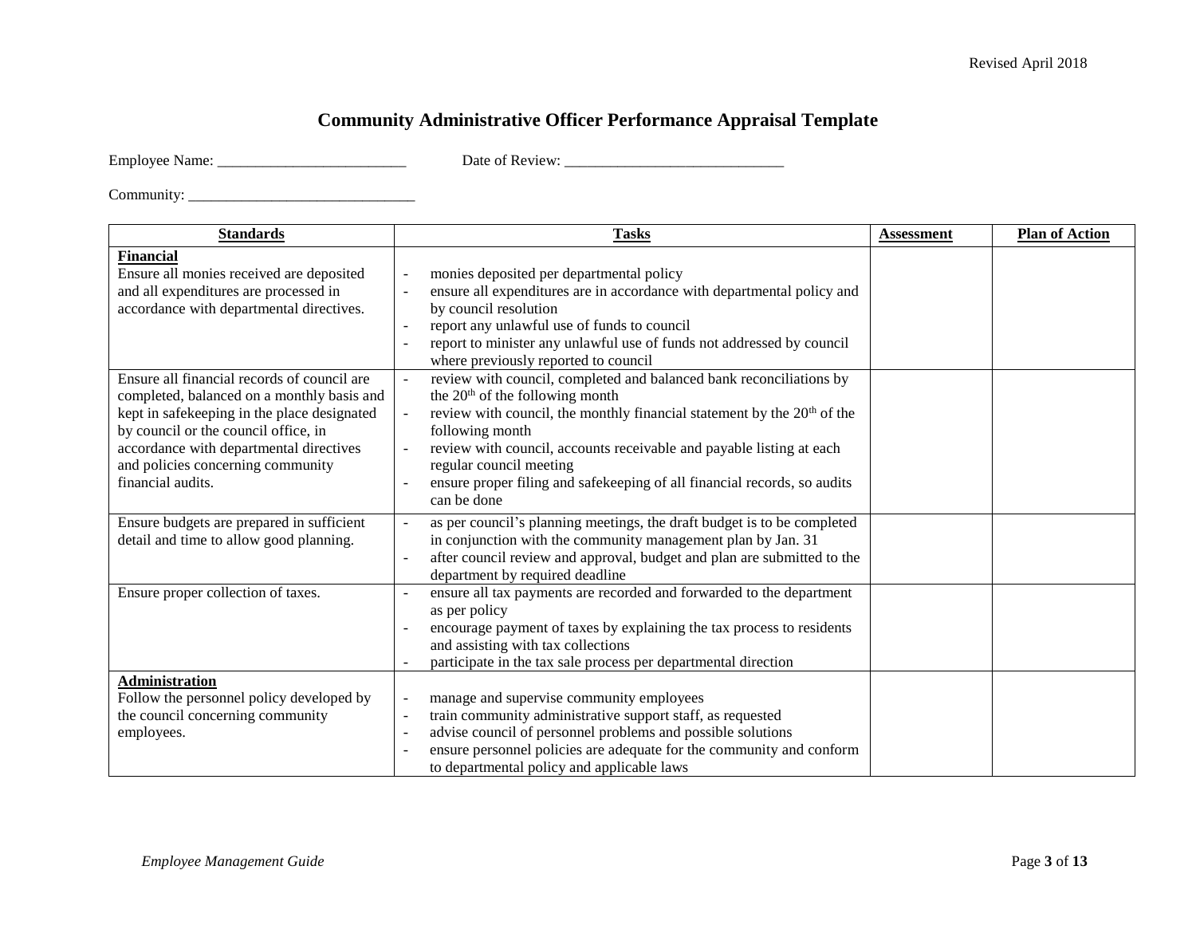# Community Administrative Officer Performance Appraisal Template

Employee Name: _________________________ Date of Review: _____________________________

Community: ______________________________

| Standards | Tasks | Assessment | Plan of Action |
|---|---|---|---|
| **Financial**<br>Ensure all monies received are deposited and all expenditures are processed in accordance with departmental directives. | - monies deposited per departmental policy<br>- ensure all expenditures are in accordance with departmental policy and by council resolution<br>- report any unlawful use of funds to council<br>- report to minister any unlawful use of funds not addressed by council where previously reported to council | | |
| Ensure all financial records of council are completed, balanced on a monthly basis and kept in safekeeping in the place designated by council or the council office, in accordance with departmental directives and policies concerning community financial audits. | - review with council, completed and balanced bank reconciliations by the 20th of the following month<br>- review with council, the monthly financial statement by the 20th of the following month<br>- review with council, accounts receivable and payable listing at each regular council meeting<br>- ensure proper filing and safekeeping of all financial records, so audits can be done | | |
| Ensure budgets are prepared in sufficient detail and time to allow good planning. | - as per council's planning meetings, the draft budget is to be completed in conjunction with the community management plan by Jan. 31<br>- after council review and approval, budget and plan are submitted to the department by required deadline | | |
| Ensure proper collection of taxes. | - ensure all tax payments are recorded and forwarded to the department as per policy<br>- encourage payment of taxes by explaining the tax process to residents and assisting with tax collections<br>- participate in the tax sale process per departmental direction | | |
| **Administration**<br>Follow the personnel policy developed by the council concerning community employees. | - manage and supervise community employees<br>- train community administrative support staff, as requested<br>- advise council of personnel problems and possible solutions<br>- ensure personnel policies are adequate for the community and conform to departmental policy and applicable laws | | |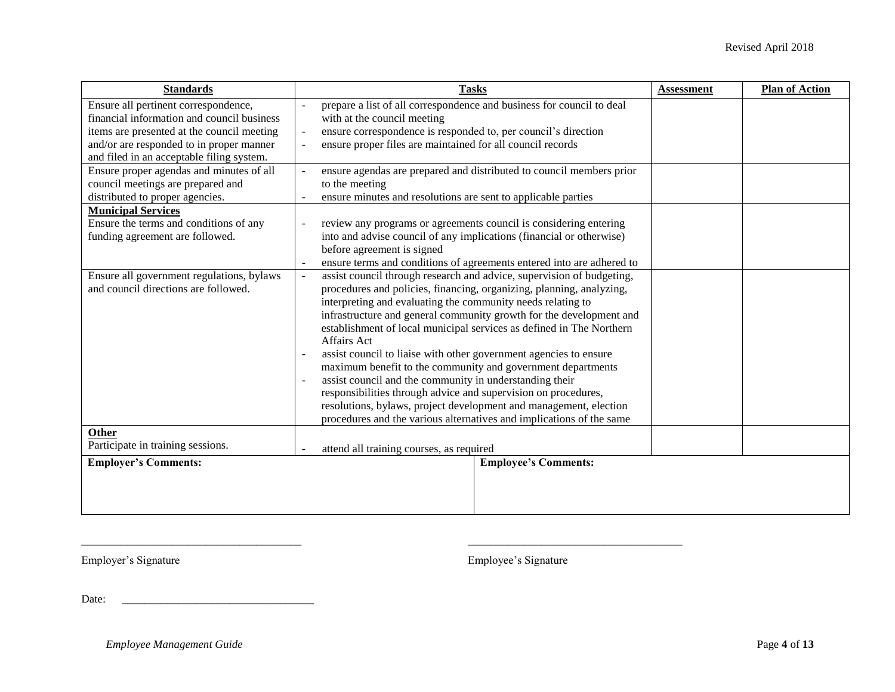| **Standards** | **Tasks** | **Assessment** | **Plan of Action** |
|---|---|---|---|
| Ensure all pertinent correspondence, financial information and council business items are presented at the council meeting and/or are responded to in proper manner and filed in an acceptable filing system. | - prepare a list of all correspondence and business for council to deal with at the council meeting<br>- ensure correspondence is responded to, per council's direction<br>- ensure proper files are maintained for all council records | | |
| Ensure proper agendas and minutes of all council meetings are prepared and distributed to proper agencies. | - ensure agendas are prepared and distributed to council members prior to the meeting<br>- ensure minutes and resolutions are sent to applicable parties | | |
| **Municipal Services**<br>Ensure the terms and conditions of any funding agreement are followed. | - review any programs or agreements council is considering entering into and advise council of any implications (financial or otherwise) before agreement is signed<br>- ensure terms and conditions of agreements entered into are adhered to | | |
| Ensure all government regulations, bylaws and council directions are followed. | - assist council through research and advice, supervision of budgeting, procedures and policies, financing, organizing, planning, analyzing, interpreting and evaluating the community needs relating to infrastructure and general community growth for the development and establishment of local municipal services as defined in The Northern Affairs Act<br>- assist council to liaise with other government agencies to ensure maximum benefit to the community and government departments<br>- assist council and the community in understanding their responsibilities through advice and supervision on procedures, resolutions, bylaws, project development and management, election procedures and the various alternatives and implications of the same | | |
| **Other**<br>Participate in training sessions. | - attend all training courses, as required | | |

| **Employer's Comments:** | **Employee's Comments:** |
|---|---|
| | |

\_\_\_\_\_\_\_\_\_\_\_\_\_\_\_\_\_\_\_\_\_\_\_\_\_\_\_\_\_\_\_\_\_\_\_\_\_\_\_ \_\_\_\_\_\_\_\_\_\_\_\_\_\_\_\_\_\_\_\_\_\_\_\_\_\_\_\_\_\_\_\_\_\_\_\_\_\_\_

Employer's Signature Employee's Signature

Date: \_\_\_\_\_\_\_\_\_\_\_\_\_\_\_\_\_\_\_\_\_\_\_\_\_\_\_\_\_\_\_\_\_\_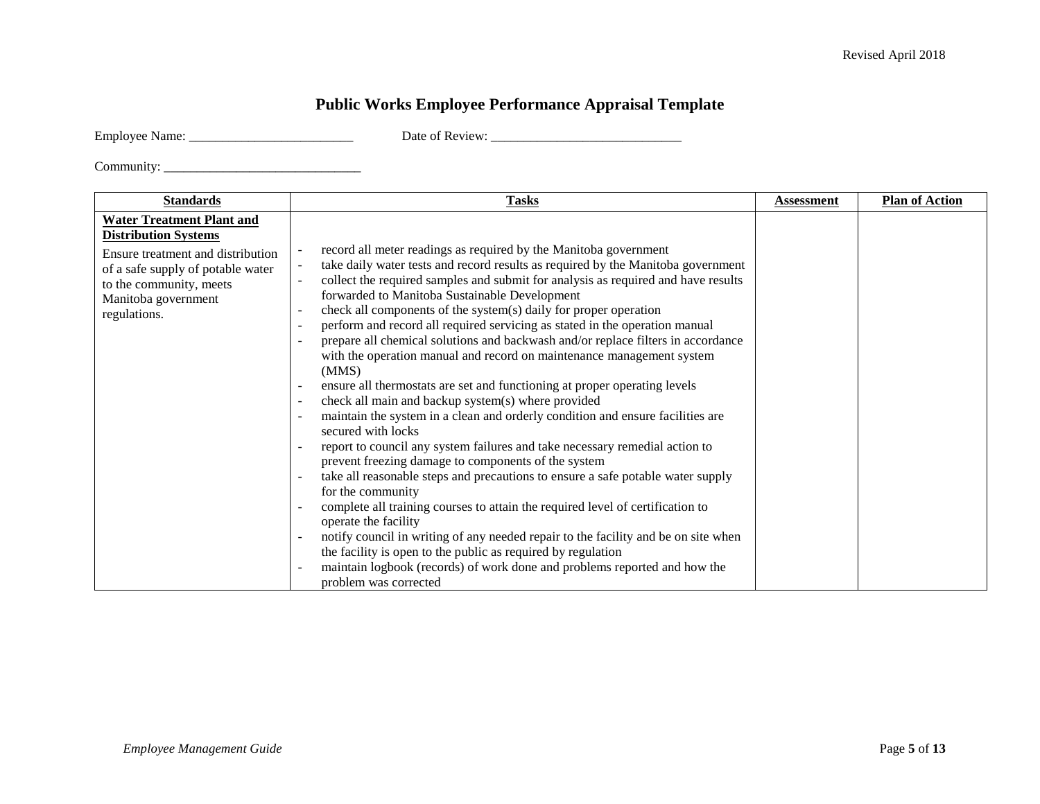# Public Works Employee Performance Appraisal Template

Employee Name: _________________________ Date of Review: _____________________________

Community: ______________________________

| Standards | Tasks | Assessment | Plan of Action |
|---|---|---|---|
| **Water Treatment Plant and Distribution Systems**<br>Ensure treatment and distribution of a safe supply of potable water to the community, meets Manitoba government regulations. | - record all meter readings as required by the Manitoba government<br>- take daily water tests and record results as required by the Manitoba government<br>- collect the required samples and submit for analysis as required and have results forwarded to Manitoba Sustainable Development<br>- check all components of the system(s) daily for proper operation<br>- perform and record all required servicing as stated in the operation manual<br>- prepare all chemical solutions and backwash and/or replace filters in accordance with the operation manual and record on maintenance management system (MMS)<br>- ensure all thermostats are set and functioning at proper operating levels<br>- check all main and backup system(s) where provided<br>- maintain the system in a clean and orderly condition and ensure facilities are secured with locks<br>- report to council any system failures and take necessary remedial action to prevent freezing damage to components of the system<br>- take all reasonable steps and precautions to ensure a safe potable water supply for the community<br>- complete all training courses to attain the required level of certification to operate the facility<br>- notify council in writing of any needed repair to the facility and be on site when the facility is open to the public as required by regulation<br>- maintain logbook (records) of work done and problems reported and how the problem was corrected | | |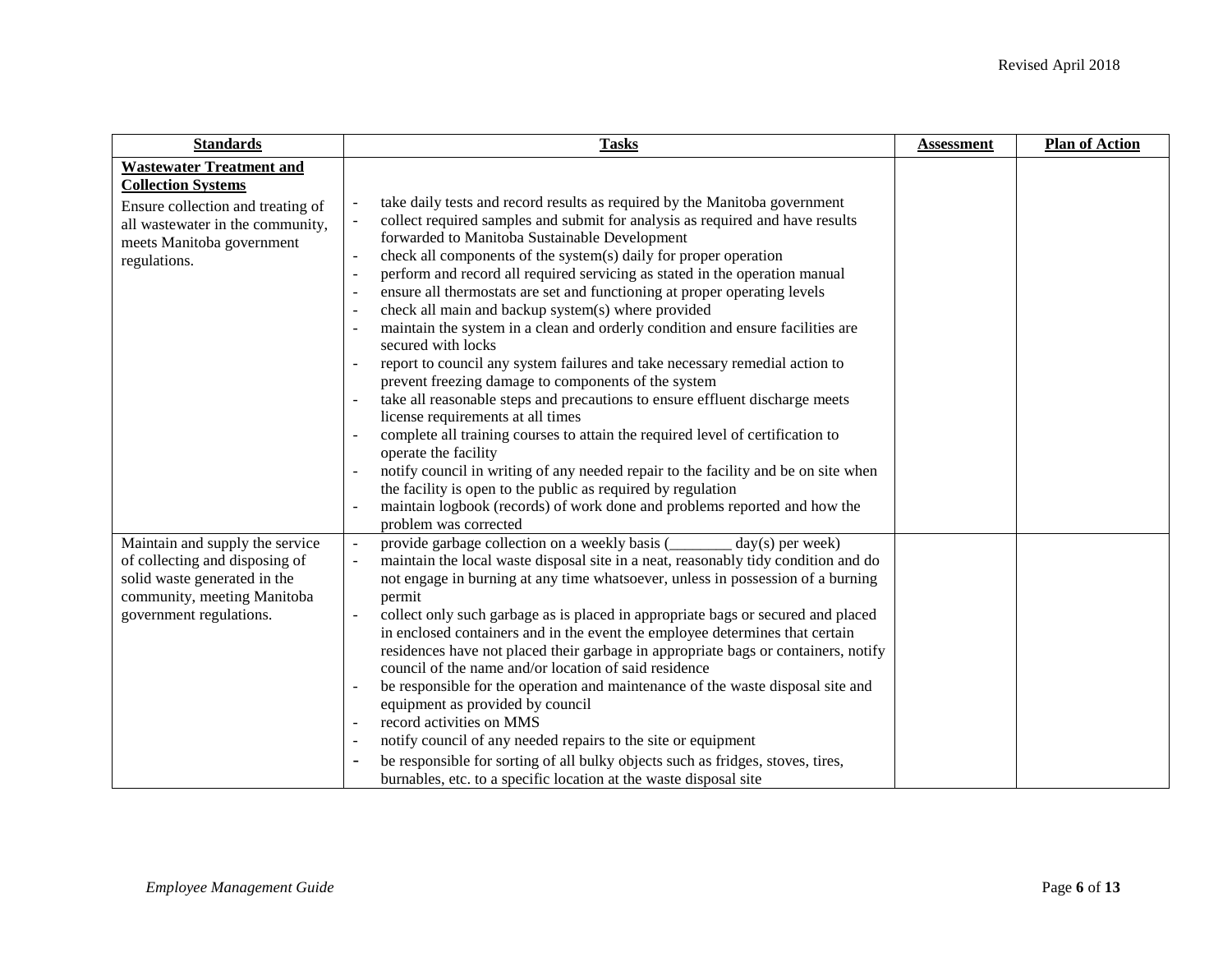| **Standards** | **Tasks** | **Assessment** | **Plan of Action** |
|---|---|---|---|
| **Wastewater Treatment and Collection Systems**<br>Ensure collection and treating of all wastewater in the community, meets Manitoba government regulations. | - take daily tests and record results as required by the Manitoba government<br>- collect required samples and submit for analysis as required and have results forwarded to Manitoba Sustainable Development<br>- check all components of the system(s) daily for proper operation<br>- perform and record all required servicing as stated in the operation manual<br>- ensure all thermostats are set and functioning at proper operating levels<br>- check all main and backup system(s) where provided<br>- maintain the system in a clean and orderly condition and ensure facilities are secured with locks<br>- report to council any system failures and take necessary remedial action to prevent freezing damage to components of the system<br>- take all reasonable steps and precautions to ensure effluent discharge meets license requirements at all times<br>- complete all training courses to attain the required level of certification to operate the facility<br>- notify council in writing of any needed repair to the facility and be on site when the facility is open to the public as required by regulation<br>- maintain logbook (records) of work done and problems reported and how the problem was corrected | | |
| Maintain and supply the service of collecting and disposing of solid waste generated in the community, meeting Manitoba government regulations. | - provide garbage collection on a weekly basis (________ day(s) per week)<br>- maintain the local waste disposal site in a neat, reasonably tidy condition and do not engage in burning at any time whatsoever, unless in possession of a burning permit<br>- collect only such garbage as is placed in appropriate bags or secured and placed in enclosed containers and in the event the employee determines that certain residences have not placed their garbage in appropriate bags or containers, notify council of the name and/or location of said residence<br>- be responsible for the operation and maintenance of the waste disposal site and equipment as provided by council<br>- record activities on MMS<br>- notify council of any needed repairs to the site or equipment<br>- be responsible for sorting of all bulky objects such as fridges, stoves, tires, burnables, etc. to a specific location at the waste disposal site | | |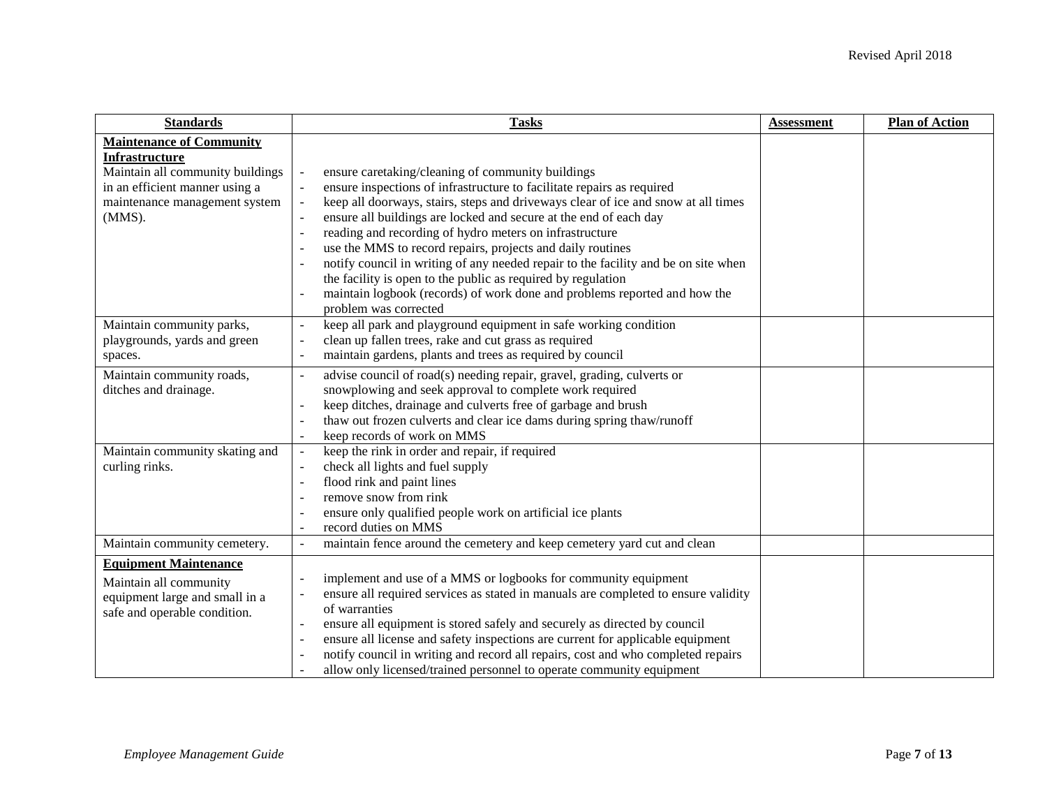| **Standards** | **Tasks** | **Assessment** | **Plan of Action** |
|---|---|---|---|
| **Maintenance of Community Infrastructure**<br>Maintain all community buildings in an efficient manner using a maintenance management system (MMS). | - ensure caretaking/cleaning of community buildings<br>- ensure inspections of infrastructure to facilitate repairs as required<br>- keep all doorways, stairs, steps and driveways clear of ice and snow at all times<br>- ensure all buildings are locked and secure at the end of each day<br>- reading and recording of hydro meters on infrastructure<br>- use the MMS to record repairs, projects and daily routines<br>- notify council in writing of any needed repair to the facility and be on site when the facility is open to the public as required by regulation<br>- maintain logbook (records) of work done and problems reported and how the problem was corrected | | |
| Maintain community parks, playgrounds, yards and green spaces. | - keep all park and playground equipment in safe working condition<br>- clean up fallen trees, rake and cut grass as required<br>- maintain gardens, plants and trees as required by council | | |
| Maintain community roads, ditches and drainage. | - advise council of road(s) needing repair, gravel, grading, culverts or snowplowing and seek approval to complete work required<br>- keep ditches, drainage and culverts free of garbage and brush<br>- thaw out frozen culverts and clear ice dams during spring thaw/runoff<br>- keep records of work on MMS | | |
| Maintain community skating and curling rinks. | - keep the rink in order and repair, if required<br>- check all lights and fuel supply<br>- flood rink and paint lines<br>- remove snow from rink<br>- ensure only qualified people work on artificial ice plants<br>- record duties on MMS | | |
| Maintain community cemetery. | - maintain fence around the cemetery and keep cemetery yard cut and clean | | |
| **Equipment Maintenance**<br>Maintain all community equipment large and small in a safe and operable condition. | - implement and use of a MMS or logbooks for community equipment<br>- ensure all required services as stated in manuals are completed to ensure validity of warranties<br>- ensure all equipment is stored safely and securely as directed by council<br>- ensure all license and safety inspections are current for applicable equipment<br>- notify council in writing and record all repairs, cost and who completed repairs<br>- allow only licensed/trained personnel to operate community equipment | | |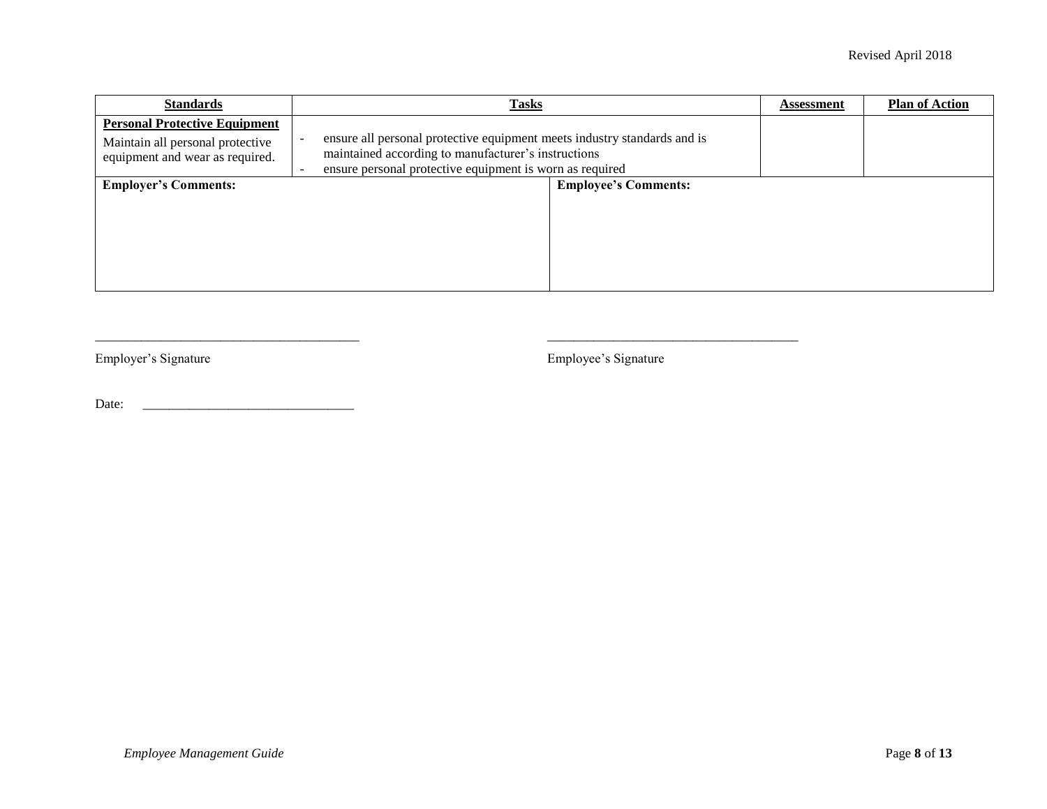| Standards | Tasks | Assessment | Plan of Action |
|---|---|---|---|
| **Personal Protective Equipment**<br>Maintain all personal protective equipment and wear as required. | - ensure all personal protective equipment meets industry standards and is maintained according to manufacturer's instructions<br>- ensure personal protective equipment is worn as required | | |

| Employer's Comments: | Employee's Comments: |
|---|---|
| | |

_______________________________________ Employer's Signature

_______________________________________ Employee's Signature

Date: ________________________________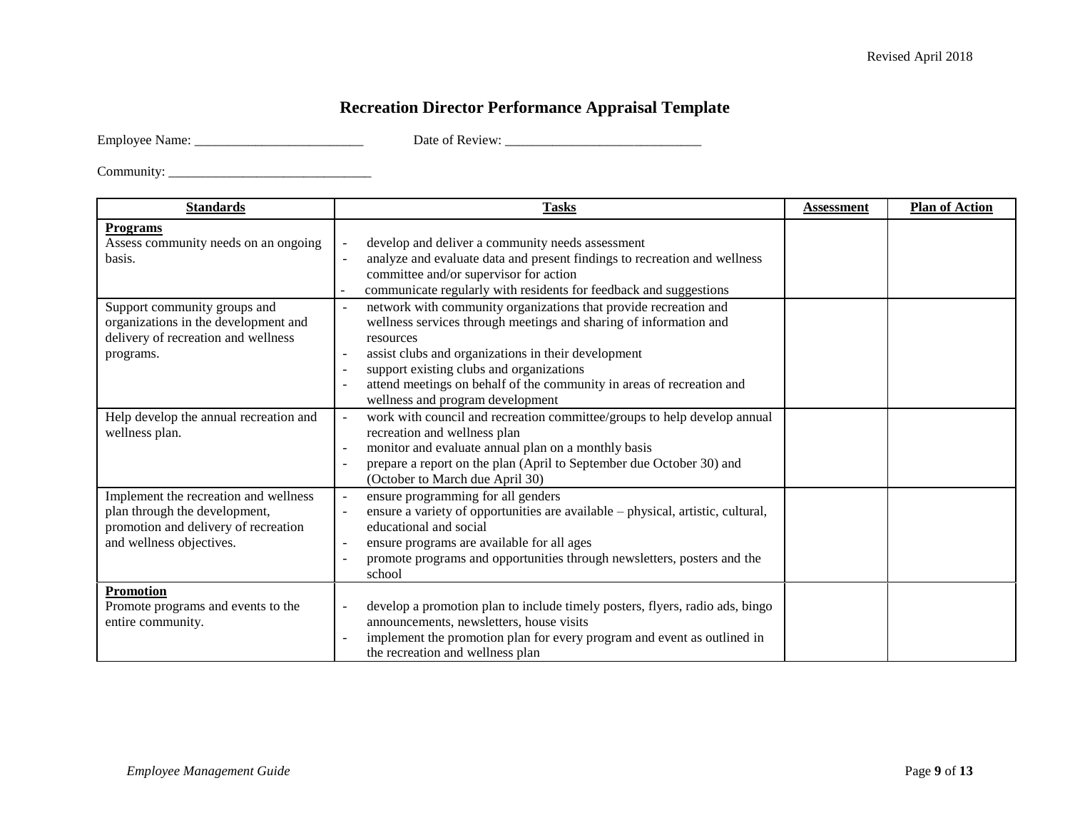# Recreation Director Performance Appraisal Template

Employee Name: _________________________ Date of Review: _____________________________

Community: ______________________________

| Standards | Tasks | Assessment | Plan of Action |
|---|---|---|---|
| **Programs**<br>Assess community needs on an ongoing basis. | - develop and deliver a community needs assessment<br>- analyze and evaluate data and present findings to recreation and wellness committee and/or supervisor for action<br>- communicate regularly with residents for feedback and suggestions | | |
| Support community groups and organizations in the development and delivery of recreation and wellness programs. | - network with community organizations that provide recreation and wellness services through meetings and sharing of information and resources<br>- assist clubs and organizations in their development<br>- support existing clubs and organizations<br>- attend meetings on behalf of the community in areas of recreation and wellness and program development | | |
| Help develop the annual recreation and wellness plan. | - work with council and recreation committee/groups to help develop annual recreation and wellness plan<br>- monitor and evaluate annual plan on a monthly basis<br>- prepare a report on the plan (April to September due October 30) and (October to March due April 30) | | |
| Implement the recreation and wellness plan through the development, promotion and delivery of recreation and wellness objectives. | - ensure programming for all genders<br>- ensure a variety of opportunities are available – physical, artistic, cultural, educational and social<br>- ensure programs are available for all ages<br>- promote programs and opportunities through newsletters, posters and the school | | |
| **Promotion**<br>Promote programs and events to the entire community. | - develop a promotion plan to include timely posters, flyers, radio ads, bingo announcements, newsletters, house visits<br>- implement the promotion plan for every program and event as outlined in the recreation and wellness plan | | |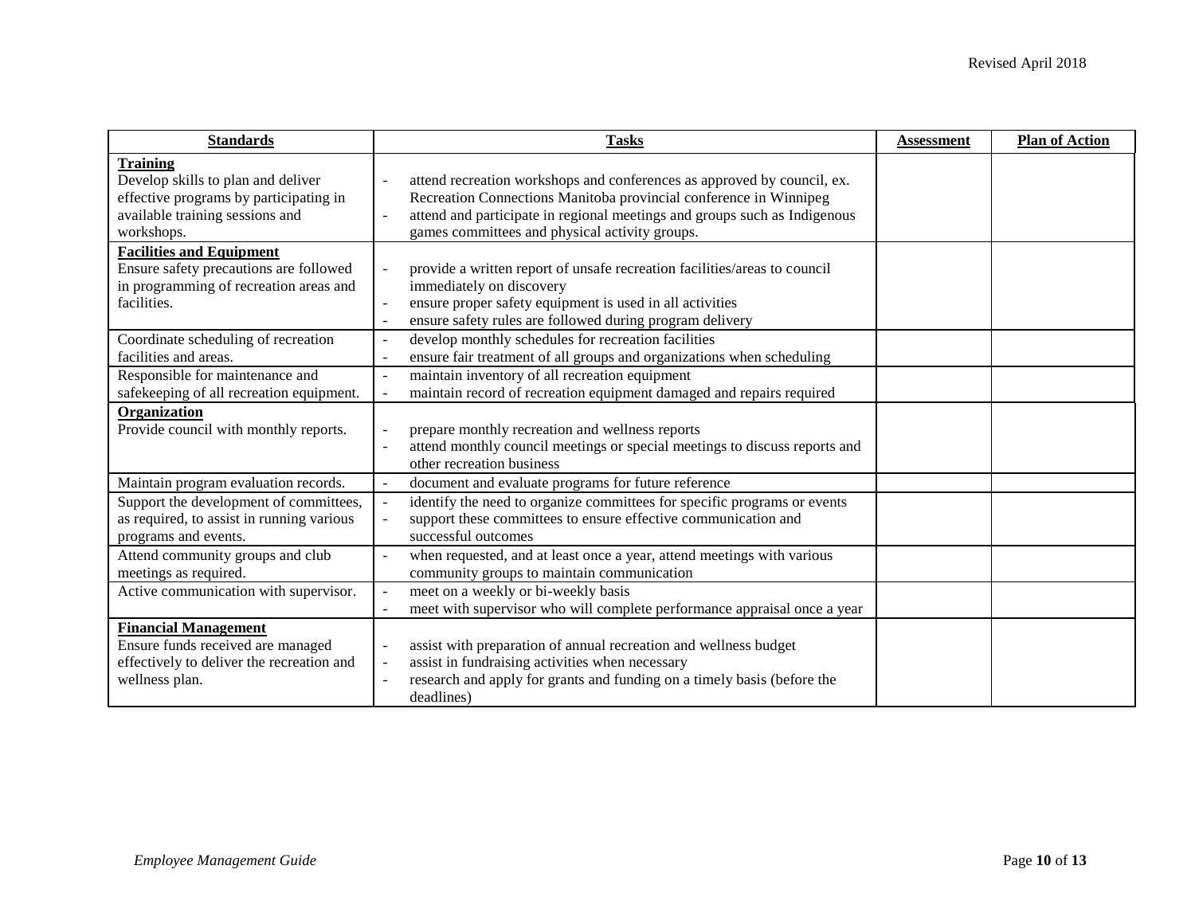| **Standards** | **Tasks** | **Assessment** | **Plan of Action** |
|---|---|---|---|
| **Training**<br>Develop skills to plan and deliver effective programs by participating in available training sessions and workshops. | - attend recreation workshops and conferences as approved by council, ex. Recreation Connections Manitoba provincial conference in Winnipeg<br>- attend and participate in regional meetings and groups such as Indigenous games committees and physical activity groups. | | |
| **Facilities and Equipment**<br>Ensure safety precautions are followed in programming of recreation areas and facilities. | - provide a written report of unsafe recreation facilities/areas to council immediately on discovery<br>- ensure proper safety equipment is used in all activities<br>- ensure safety rules are followed during program delivery | | |
| Coordinate scheduling of recreation facilities and areas. | - develop monthly schedules for recreation facilities<br>- ensure fair treatment of all groups and organizations when scheduling | | |
| Responsible for maintenance and safekeeping of all recreation equipment. | - maintain inventory of all recreation equipment<br>- maintain record of recreation equipment damaged and repairs required | | |
| **Organization**<br>Provide council with monthly reports. | - prepare monthly recreation and wellness reports<br>- attend monthly council meetings or special meetings to discuss reports and other recreation business | | |
| Maintain program evaluation records. | - document and evaluate programs for future reference | | |
| Support the development of committees, as required, to assist in running various programs and events. | - identify the need to organize committees for specific programs or events<br>- support these committees to ensure effective communication and successful outcomes | | |
| Attend community groups and club meetings as required. | - when requested, and at least once a year, attend meetings with various community groups to maintain communication | | |
| Active communication with supervisor. | - meet on a weekly or bi-weekly basis<br>- meet with supervisor who will complete performance appraisal once a year | | |
| **Financial Management**<br>Ensure funds received are managed effectively to deliver the recreation and wellness plan. | - assist with preparation of annual recreation and wellness budget<br>- assist in fundraising activities when necessary<br>- research and apply for grants and funding on a timely basis (before the deadlines) | | |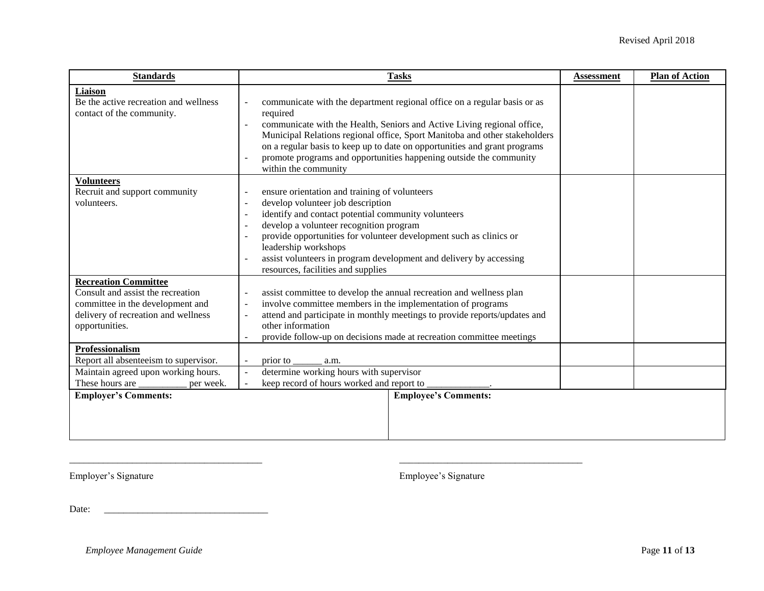| **Standards** | **Tasks** | **Assessment** | **Plan of Action** |
|---|---|---|---|
| **Liaison**<br>Be the active recreation and wellness contact of the community. | - communicate with the department regional office on a regular basis or as required<br>- communicate with the Health, Seniors and Active Living regional office, Municipal Relations regional office, Sport Manitoba and other stakeholders on a regular basis to keep up to date on opportunities and grant programs<br>- promote programs and opportunities happening outside the community within the community | | |
| **Volunteers**<br>Recruit and support community volunteers. | - ensure orientation and training of volunteers<br>- develop volunteer job description<br>- identify and contact potential community volunteers<br>- develop a volunteer recognition program<br>- provide opportunities for volunteer development such as clinics or leadership workshops<br>- assist volunteers in program development and delivery by accessing resources, facilities and supplies | | |
| **Recreation Committee**<br>Consult and assist the recreation committee in the development and delivery of recreation and wellness opportunities. | - assist committee to develop the annual recreation and wellness plan<br>- involve committee members in the implementation of programs<br>- attend and participate in monthly meetings to provide reports/updates and other information<br>- provide follow-up on decisions made at recreation committee meetings | | |
| **Professionalism**<br>Report all absenteeism to supervisor. | - prior to ______ a.m. | | |
| Maintain agreed upon working hours. These hours are __________ per week. | - determine working hours with supervisor<br>- keep record of hours worked and report to _____________. | | |

| **Employer's Comments:** | **Employee's Comments:** |
|---|---|
| | |

_______________________________________ Employer's Signature

_______________________________________ Employee's Signature

Date: __________________________________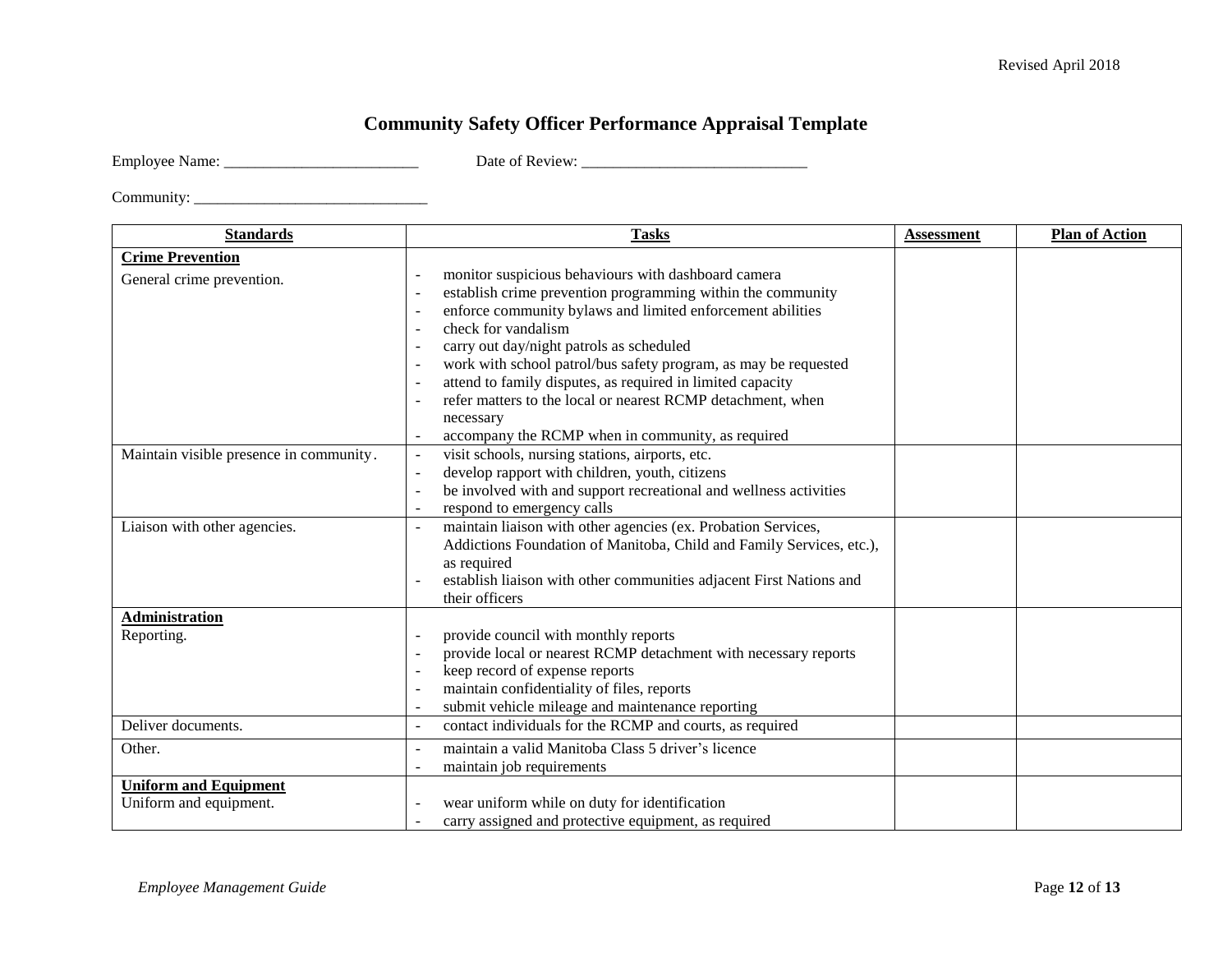# Community Safety Officer Performance Appraisal Template

Employee Name: _________________________ Date of Review: _____________________________

Community: ______________________________

| **Standards** | **Tasks** | **Assessment** | **Plan of Action** |
|---|---|---|---|
| **Crime Prevention**<br>General crime prevention. | - monitor suspicious behaviours with dashboard camera<br>- establish crime prevention programming within the community<br>- enforce community bylaws and limited enforcement abilities<br>- check for vandalism<br>- carry out day/night patrols as scheduled<br>- work with school patrol/bus safety program, as may be requested<br>- attend to family disputes, as required in limited capacity<br>- refer matters to the local or nearest RCMP detachment, when necessary<br>- accompany the RCMP when in community, as required | | |
| Maintain visible presence in community. | - visit schools, nursing stations, airports, etc.<br>- develop rapport with children, youth, citizens<br>- be involved with and support recreational and wellness activities<br>- respond to emergency calls | | |
| Liaison with other agencies. | - maintain liaison with other agencies (ex. Probation Services, Addictions Foundation of Manitoba, Child and Family Services, etc.), as required<br>- establish liaison with other communities adjacent First Nations and their officers | | |
| **Administration**<br>Reporting. | - provide council with monthly reports<br>- provide local or nearest RCMP detachment with necessary reports<br>- keep record of expense reports<br>- maintain confidentiality of files, reports<br>- submit vehicle mileage and maintenance reporting | | |
| Deliver documents. | - contact individuals for the RCMP and courts, as required | | |
| Other. | - maintain a valid Manitoba Class 5 driver's licence<br>- maintain job requirements | | |
| **Uniform and Equipment**<br>Uniform and equipment. | - wear uniform while on duty for identification<br>- carry assigned and protective equipment, as required | | |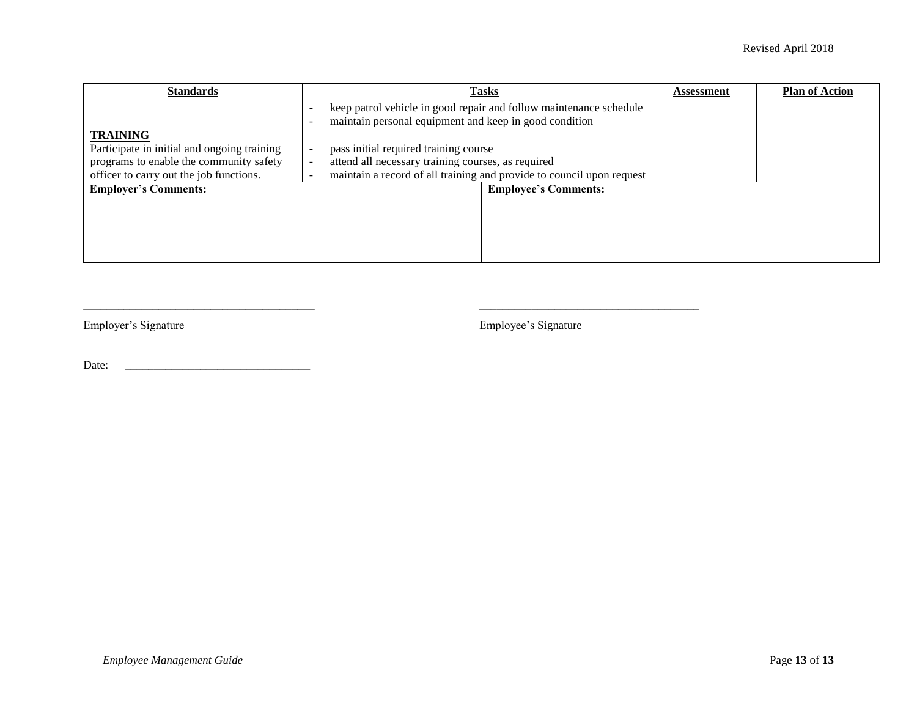| **Standards** | **Tasks** | **Assessment** | **Plan of Action** |
|---|---|---|---|
| | - keep patrol vehicle in good repair and follow maintenance schedule<br>- maintain personal equipment and keep in good condition | | |
| **TRAINING**<br>Participate in initial and ongoing training programs to enable the community safety officer to carry out the job functions. | - pass initial required training course<br>- attend all necessary training courses, as required<br>- maintain a record of all training and provide to council upon request | | |

| **Employer's Comments:** | **Employee's Comments:** |
|---|---|
| | |

_______________________________________ Employer's Signature

_______________________________________ Employee's Signature

Date: ________________________________